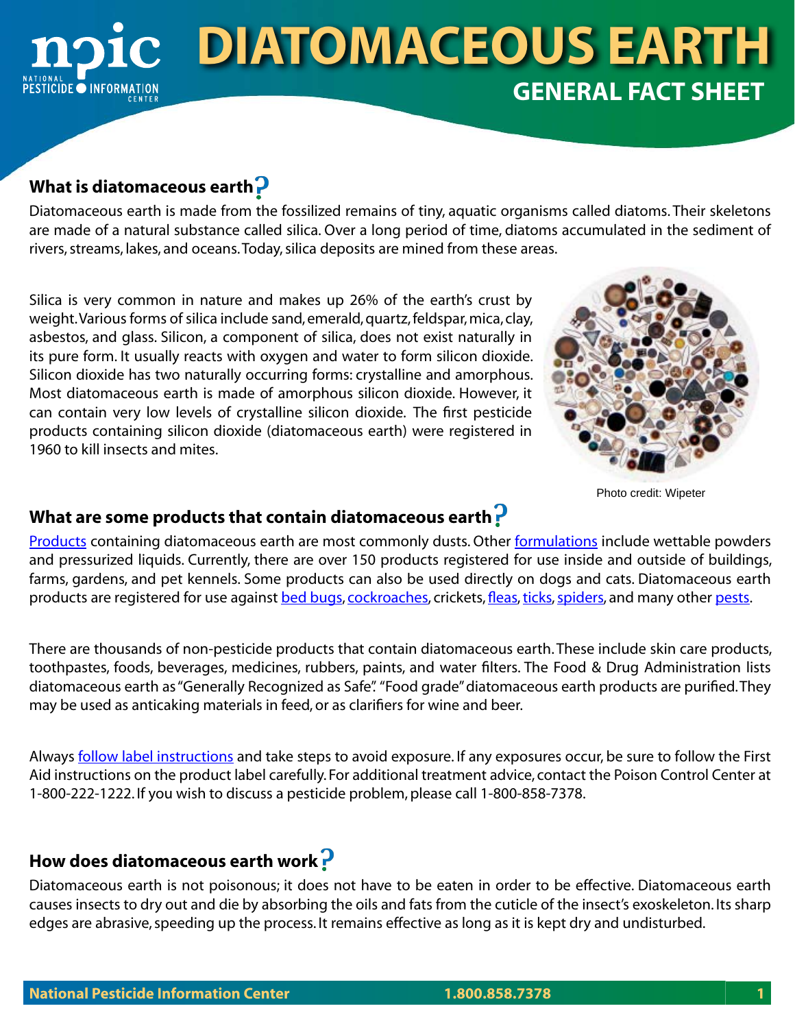# DIATOMACEOUS EARTH

## GENERAL FACT SHEET

### What is diatomaceous earth?

Diatomaceous earth is made from the fossilized remains of tiny, aquatic organisms called diatoms. Their skeletons are made of a natural substance called silica. Over a long period of time, diatoms accumulated in the sediment of rivers, streams, lakes, and oceans. Today, silica deposits are mined from these areas.

Silica is very common in nature and makes up 26% of the earth's crust by weight. Various forms of silica include sand, emerald, quartz, feldspar, mica, clay, asbestos, and glass. Silicon, a component of silica, does not exist naturally in its pure form. It usually reacts with oxygen and water to form silicon dioxide. Silicon dioxide has two naturally occurring forms: crystalline and amorphous. Most diatomaceous earth is made of amorphous silicon dioxide. However, it can contain very low levels of crystalline silicon dioxide. The first pesticide products containing silicon dioxide (diatomaceous earth) were registered in 1960 to kill insects and mites.

Photo credit: Wipeter

### What are some products that contain diatomaceous earth?

Products containing diatomaceous earth are most commonly dusts. Other formulations include wettable powders and pressurized liquids. Currently, there are over 150 products registered for use inside and outside of buildings, farms, gardens, and pet kennels. Some products can also be used directly on dogs and cats. Diatomaceous earth products are registered for use against bed bugs, cockroaches, crickets, fleas, ticks, spiders, and many other pests.

There are thousands of non-pesticide products that contain diatomaceous earth. These include skin care products, toothpastes, foods, beverages, medicines, rubbers, paints, and water filters. The Food & Drug Administration lists diatomaceous earth as "Generally Recognized as Safe". "Food grade" diatomaceous earth products are purified. They may be used as anticaking materials in feed, or as clarifiers for wine and beer.

Always follow label instructions and take steps to avoid exposure. If any exposures occur, be sure to follow the First Aid instructions on the product label carefully. For additional treatment advice, contact the Poison Control Center at 1-800-222-1222. If you wish to discuss a pesticide problem, please call 1-800-858-7378.

### How does diatomaceous earth work?

Diatomaceous earth is not poisonous; it does not have to be eaten in order to be effective. Diatomaceous earth causes insects to dry out and die by absorbing the oils and fats from the cuticle of the insect's exoskeleton. Its sharp edges are abrasive, speeding up the process. It remains effective as long as it is kept dry and undisturbed.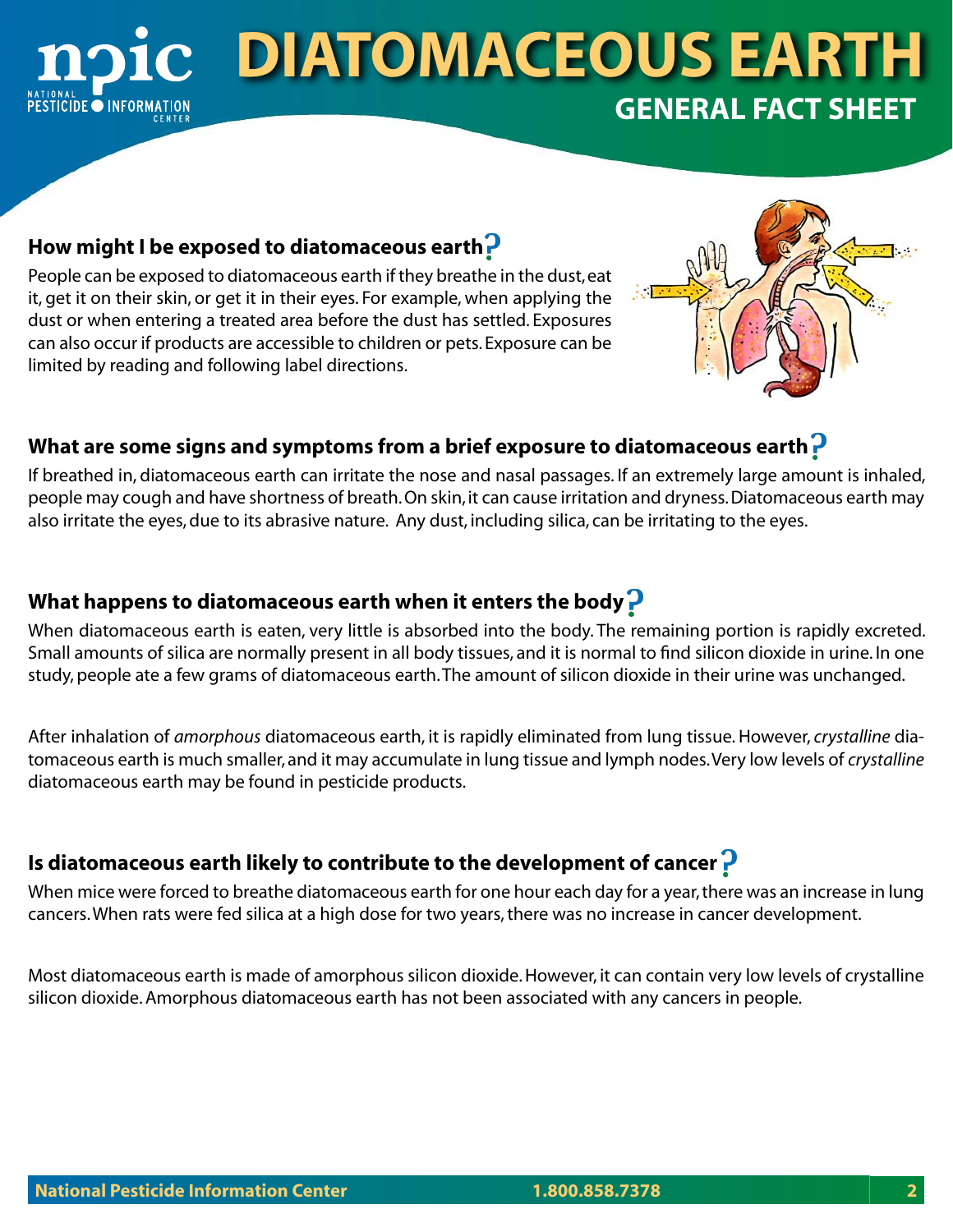## How might I be exposed to diatomaceous earth?

People can be exposed to diatomaceous earth if they breathe in the dust, eat it, get it on their skin, or get it in their eyes. For example, when applying the dust or when entering a treated area before the dust has settled. Exposures can also occur if products are accessible to children or pets. Exposure can be limited by reading and following label directions.

## What are some signs and symptoms from a brief exposure to diatomaceous earth?

If breathed in, diatomaceous earth can irritate the nose and nasal passages. If an extremely large amount is inhaled, people may cough and have shortness of breath. On skin, it can cause irritation and dryness. Diatomaceous earth may also irritate the eyes, due to its abrasive nature. Any dust, including silica, can be irritating to the eyes.

## What happens to diatomaceous earth when it enters the body?

When diatomaceous earth is eaten, very little is absorbed into the body. The remaining portion is rapidly excreted. Small amounts of silica are normally present in all body tissues, and it is normal to find silicon dioxide in urine. In one study, people ate a few grams of diatomaceous earth. The amount of silicon dioxide in their urine was unchanged.

After inhalation of *amorphous* diatomaceous earth, it is rapidly eliminated from lung tissue. However, *crystalline* diatomaceous earth is much smaller, and it may accumulate in lung tissue and lymph nodes. Very low levels of *crystalline* diatomaceous earth may be found in pesticide products.

## Is diatomaceous earth likely to contribute to the development of cancer?

When mice were forced to breathe diatomaceous earth for one hour each day for a year, there was an increase in lung cancers. When rats were fed silica at a high dose for two years, there was no increase in cancer development.

Most diatomaceous earth is made of amorphous silicon dioxide. However, it can contain very low levels of crystalline silicon dioxide. Amorphous diatomaceous earth has not been associated with any cancers in people.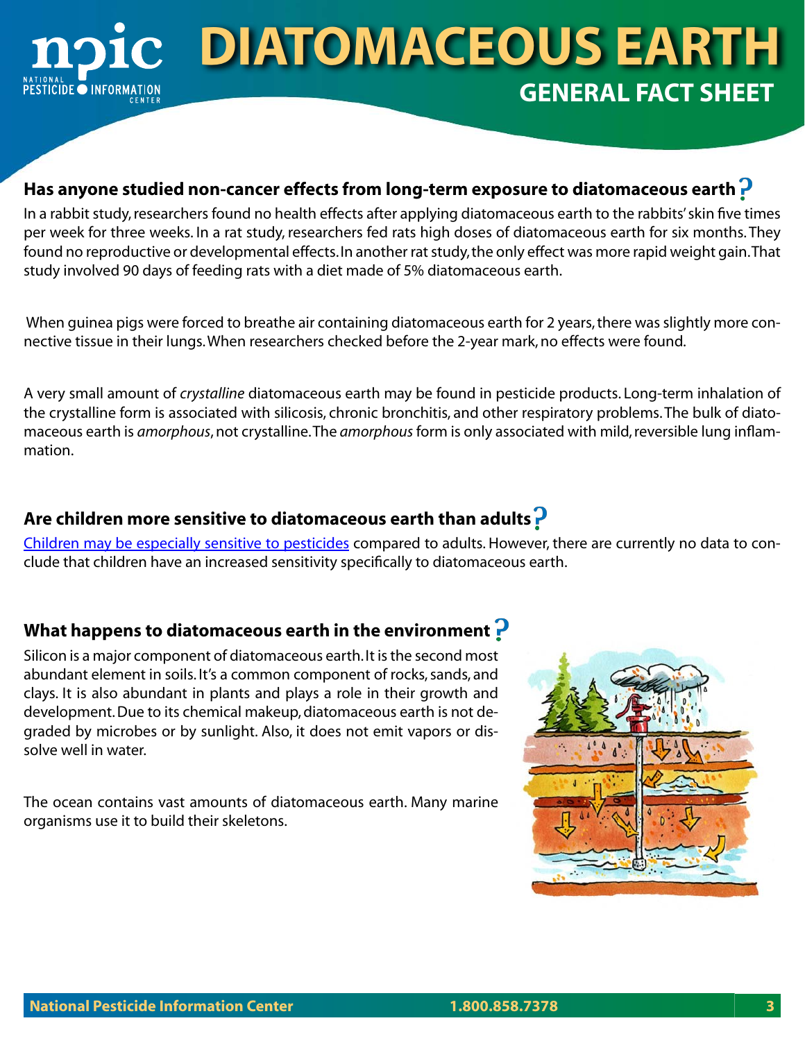### Has anyone studied non-cancer effects from long-term exposure to diatomaceous earth?

In a rabbit study, researchers found no health effects after applying diatomaceous earth to the rabbits' skin five times per week for three weeks. In a rat study, researchers fed rats high doses of diatomaceous earth for six months. They found no reproductive or developmental effects. In another rat study, the only effect was more rapid weight gain. That study involved 90 days of feeding rats with a diet made of 5% diatomaceous earth.

When guinea pigs were forced to breathe air containing diatomaceous earth for 2 years, there was slightly more connective tissue in their lungs. When researchers checked before the 2-year mark, no effects were found.

A very small amount of *crystalline* diatomaceous earth may be found in pesticide products. Long-term inhalation of the crystalline form is associated with silicosis, chronic bronchitis, and other respiratory problems. The bulk of diatomaceous earth is *amorphous*, not crystalline. The *amorphous* form is only associated with mild, reversible lung inflammation.

### Are children more sensitive to diatomaceous earth than adults?

Children may be especially sensitive to pesticides compared to adults. However, there are currently no data to conclude that children have an increased sensitivity specifically to diatomaceous earth.

### What happens to diatomaceous earth in the environment?

Silicon is a major component of diatomaceous earth. It is the second most abundant element in soils. It's a common component of rocks, sands, and clays. It is also abundant in plants and plays a role in their growth and development. Due to its chemical makeup, diatomaceous earth is not degraded by microbes or by sunlight. Also, it does not emit vapors or dissolve well in water.

The ocean contains vast amounts of diatomaceous earth. Many marine organisms use it to build their skeletons.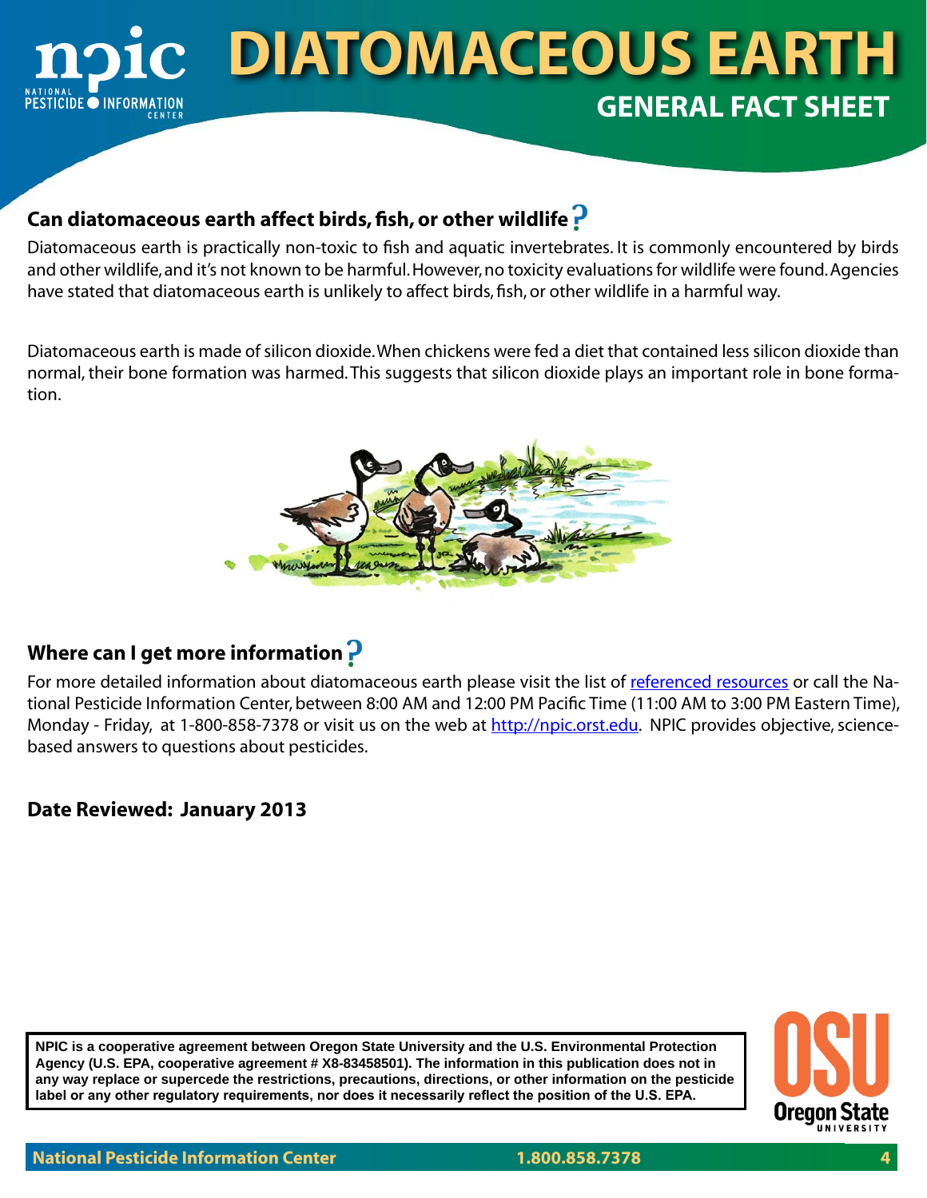# DIATOMACEOUS EARTH

## GENERAL FACT SHEET

### Can diatomaceous earth affect birds, fish, or other wildlife?

Diatomaceous earth is practically non-toxic to fish and aquatic invertebrates. It is commonly encountered by birds and other wildlife, and it's not known to be harmful. However, no toxicity evaluations for wildlife were found. Agencies have stated that diatomaceous earth is unlikely to affect birds, fish, or other wildlife in a harmful way.

Diatomaceous earth is made of silicon dioxide. When chickens were fed a diet that contained less silicon dioxide than normal, their bone formation was harmed. This suggests that silicon dioxide plays an important role in bone formation.

### Where can I get more information?

For more detailed information about diatomaceous earth please visit the list of referenced resources or call the National Pesticide Information Center, between 8:00 AM and 12:00 PM Pacific Time (11:00 AM to 3:00 PM Eastern Time), Monday - Friday, at 1-800-858-7378 or visit us on the web at http://npic.orst.edu. NPIC provides objective, science-based answers to questions about pesticides.

**Date Reviewed: January 2013**

**NPIC is a cooperative agreement between Oregon State University and the U.S. Environmental Protection Agency (U.S. EPA, cooperative agreement # X8-83458501). The information in this publication does not in any way replace or supercede the restrictions, precautions, directions, or other information on the pesticide label or any other regulatory requirements, nor does it necessarily reflect the position of the U.S. EPA.**